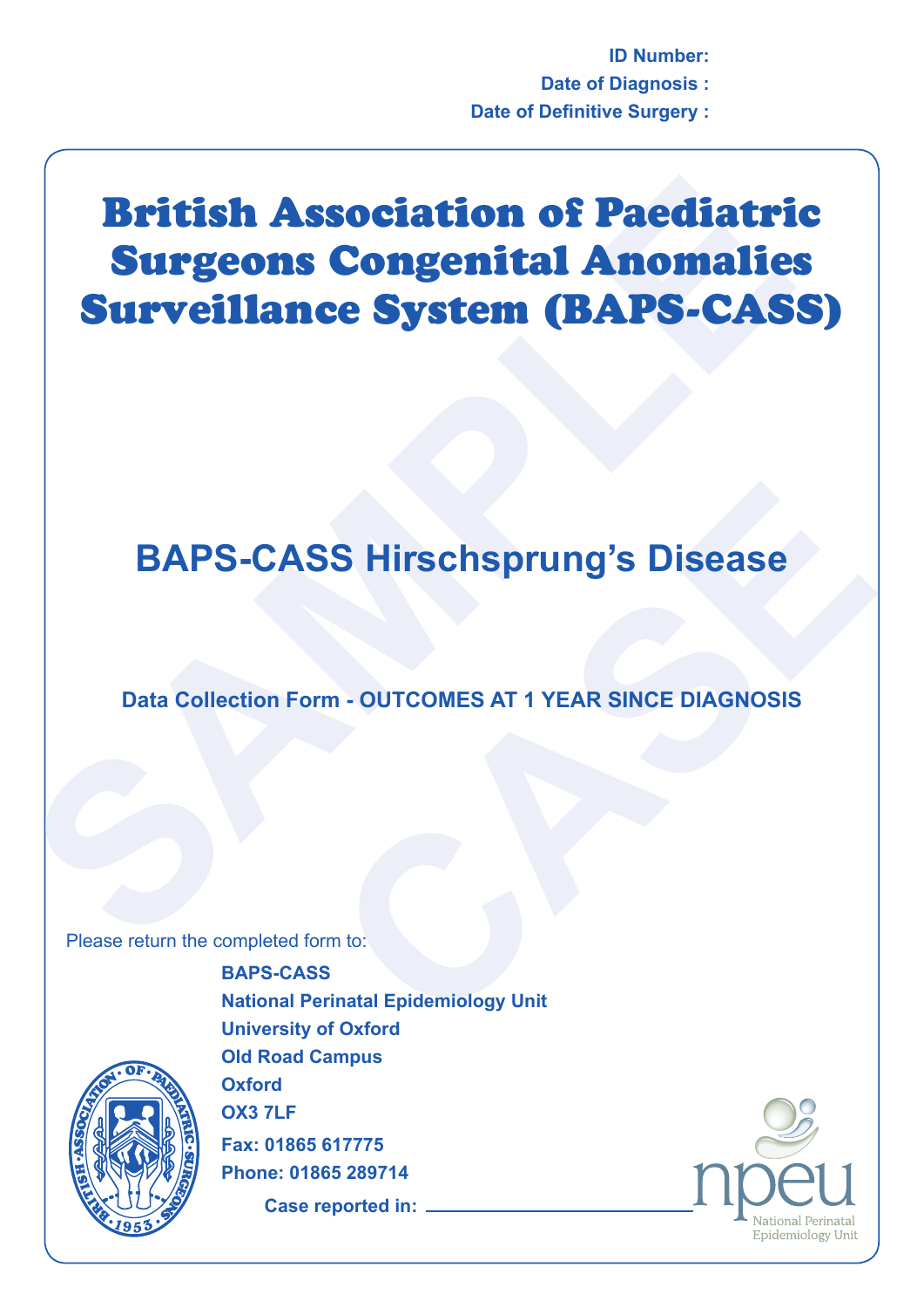**ID Number:**
**Date of Diagnosis :**
**Date of Definitive Surgery :**

# British Association of Paediatric Surgeons Congenital Anomalies Surveillance System (BAPS-CASS)

## BAPS-CASS Hirschsprung's Disease

### Data Collection Form - OUTCOMES AT 1 YEAR SINCE DIAGNOSIS

Please return the completed form to:

**BAPS-CASS**
**National Perinatal Epidemiology Unit**
**University of Oxford**
**Old Road Campus**
**Oxford**
**OX3 7LF**
**Fax: 01865 617775**
**Phone: 01865 289714**

**Case reported in:** ______________________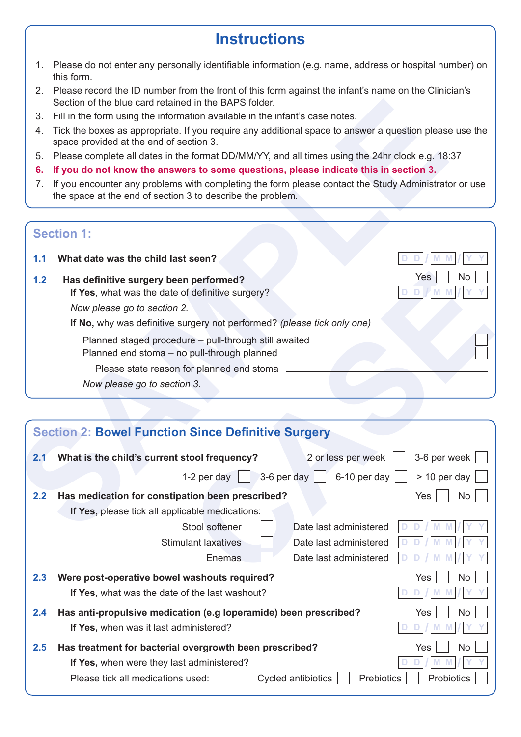# Instructions

1. Please do not enter any personally identifiable information (e.g. name, address or hospital number) on this form.
2. Please record the ID number from the front of this form against the infant's name on the Clinician's Section of the blue card retained in the BAPS folder.
3. Fill in the form using the information available in the infant's case notes.
4. Tick the boxes as appropriate. If you require any additional space to answer a question please use the space provided at the end of section 3.
5. Please complete all dates in the format DD/MM/YY, and all times using the 24hr clock e.g. 18:37
6. **If you do not know the answers to some questions, please indicate this in section 3.**
7. If you encounter any problems with completing the form please contact the Study Administrator or use the space at the end of section 3 to describe the problem.

## Section 1:

**1.1 What date was the child last seen?** D D / M M / Y Y

**1.2 Has definitive surgery been performed?** Yes ☐ No ☐

**If Yes**, what was the date of definitive surgery? D D / M M / Y Y

*Now please go to section 2.*

**If No**, why was definitive surgery not performed? *(please tick only one)*

Planned staged procedure – pull-through still awaited ☐

Planned end stoma – no pull-through planned ☐

Please state reason for planned end stoma ____________________

*Now please go to section 3.*

## Section 2: Bowel Function Since Definitive Surgery

**2.1 What is the child's current stool frequency?** 2 or less per week ☐ 3-6 per week ☐ 1-2 per day ☐ 3-6 per day ☐ 6-10 per day ☐ > 10 per day ☐

**2.2 Has medication for constipation been prescribed?** Yes ☐ No ☐

**If Yes,** please tick all applicable medications:

Stool softener ☐ Date last administered D D / M M / Y Y

Stimulant laxatives ☐ Date last administered D D / M M / Y Y

Enemas ☐ Date last administered D D / M M / Y Y

**2.3 Were post-operative bowel washouts required?** Yes ☐ No ☐

**If Yes,** what was the date of the last washout? D D / M M / Y Y

**2.4 Has anti-propulsive medication (e.g loperamide) been prescribed?** Yes ☐ No ☐

**If Yes,** when was it last administered? D D / M M / Y Y

**2.5 Has treatment for bacterial overgrowth been prescribed?** Yes ☐ No ☐

**If Yes,** when were they last administered? D D / M M / Y Y

Please tick all medications used: Cycled antibiotics ☐ Prebiotics ☐ Probiotics ☐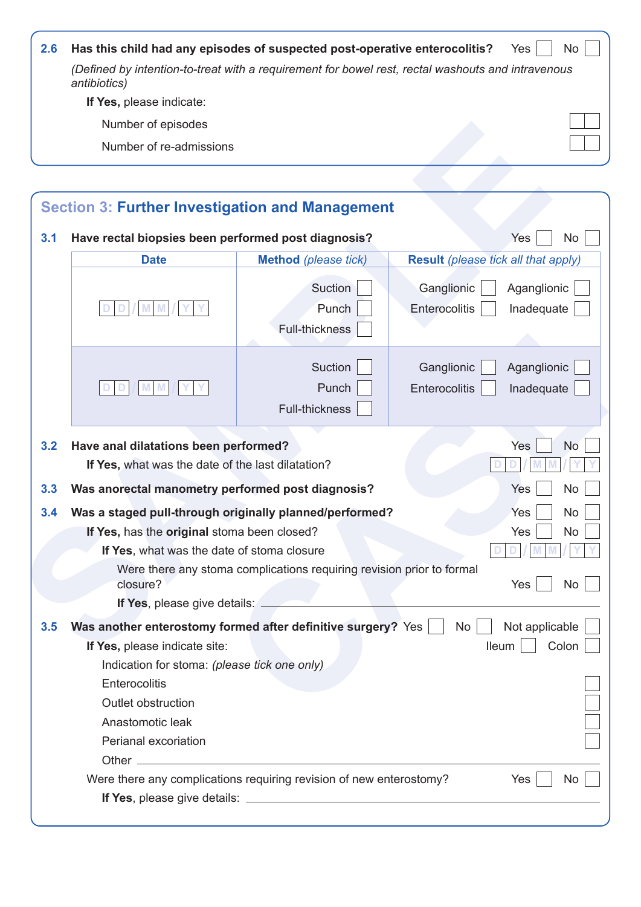**2.6** **Has this child had any episodes of suspected post-operative enterocolitis?** Yes ☐ No ☐

*(Defined by intention-to-treat with a requirement for bowel rest, rectal washouts and intravenous antibiotics)*

**If Yes,** please indicate:

Number of episodes ☐☐

Number of re-admissions ☐☐

## Section 3: Further Investigation and Management

**3.1** **Have rectal biopsies been performed post diagnosis?** Yes ☐ No ☐

| Date | Method *(please tick)* | Result *(please tick all that apply)* |
|---|---|---|
| DD/MM/YY | Suction ☐ Punch ☐ Full-thickness ☐ | Ganglionic ☐ Aganglionic ☐ Enterocolitis ☐ Inadequate ☐ |
| DD/MM/YY | Suction ☐ Punch ☐ Full-thickness ☐ | Ganglionic ☐ Aganglionic ☐ Enterocolitis ☐ Inadequate ☐ |

**3.2** **Have anal dilatations been performed?** Yes ☐ No ☐

**If Yes,** what was the date of the last dilatation? DD/MM/YY

**3.3** **Was anorectal manometry performed post diagnosis?** Yes ☐ No ☐

**3.4** **Was a staged pull-through originally planned/performed?** Yes ☐ No ☐

**If Yes,** has the **original** stoma been closed? Yes ☐ No ☐

**If Yes**, what was the date of stoma closure DD/MM/YY

Were there any stoma complications requiring revision prior to formal closure? Yes ☐ No ☐

**If Yes**, please give details: ____________________

**3.5** **Was another enterostomy formed after definitive surgery?** Yes ☐ No ☐ Not applicable ☐

**If Yes,** please indicate site: Ileum ☐ Colon ☐

Indication for stoma: *(please tick one only)*

Enterocolitis ☐

Outlet obstruction ☐

Anastomotic leak ☐

Perianal excoriation ☐

Other ____________________

Were there any complications requiring revision of new enterostomy? Yes ☐ No ☐

**If Yes**, please give details: ____________________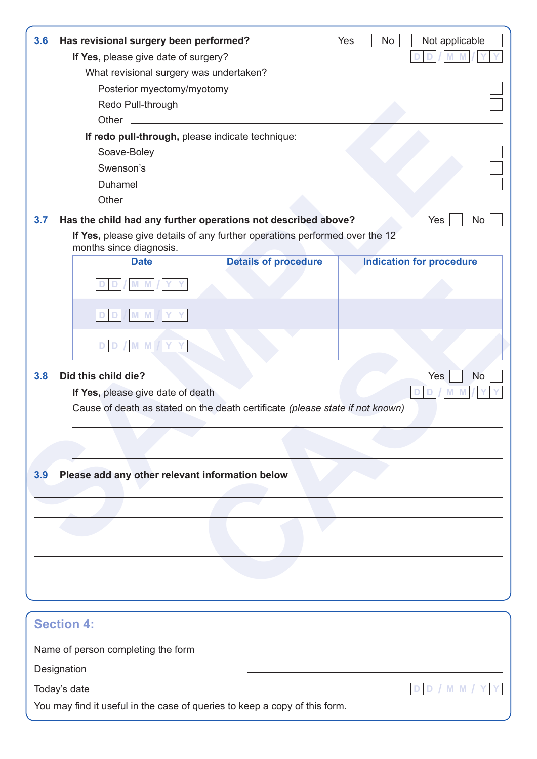**3.6 Has revisional surgery been performed?** Yes ☐ No ☐ Not applicable ☐

**If Yes,** please give date of surgery? DD/MM/YY

What revisional surgery was undertaken?

- Posterior myectomy/myotomy ☐
- Redo Pull-through ☐
- Other ______________________

**If redo pull-through,** please indicate technique:

- Soave-Boley ☐
- Swenson's ☐
- Duhamel ☐
- Other ______________________

**3.7 Has the child had any further operations not described above?** Yes ☐ No ☐

**If Yes,** please give details of any further operations performed over the 12 months since diagnosis.

| Date | Details of procedure | Indication for procedure |
|---|---|---|
| DD/MM/YY | | |
| DD/MM/YY | | |
| DD/MM/YY | | |

**3.8 Did this child die?** Yes ☐ No ☐

**If Yes,** please give date of death DD/MM/YY

Cause of death as stated on the death certificate *(please state if not known)*

______________________

______________________

______________________

**3.9 Please add any other relevant information below**

______________________

______________________

______________________

______________________

______________________

## Section 4:

Name of person completing the form ______________________

Designation ______________________

Today's date DD/MM/YY

You may find it useful in the case of queries to keep a copy of this form.